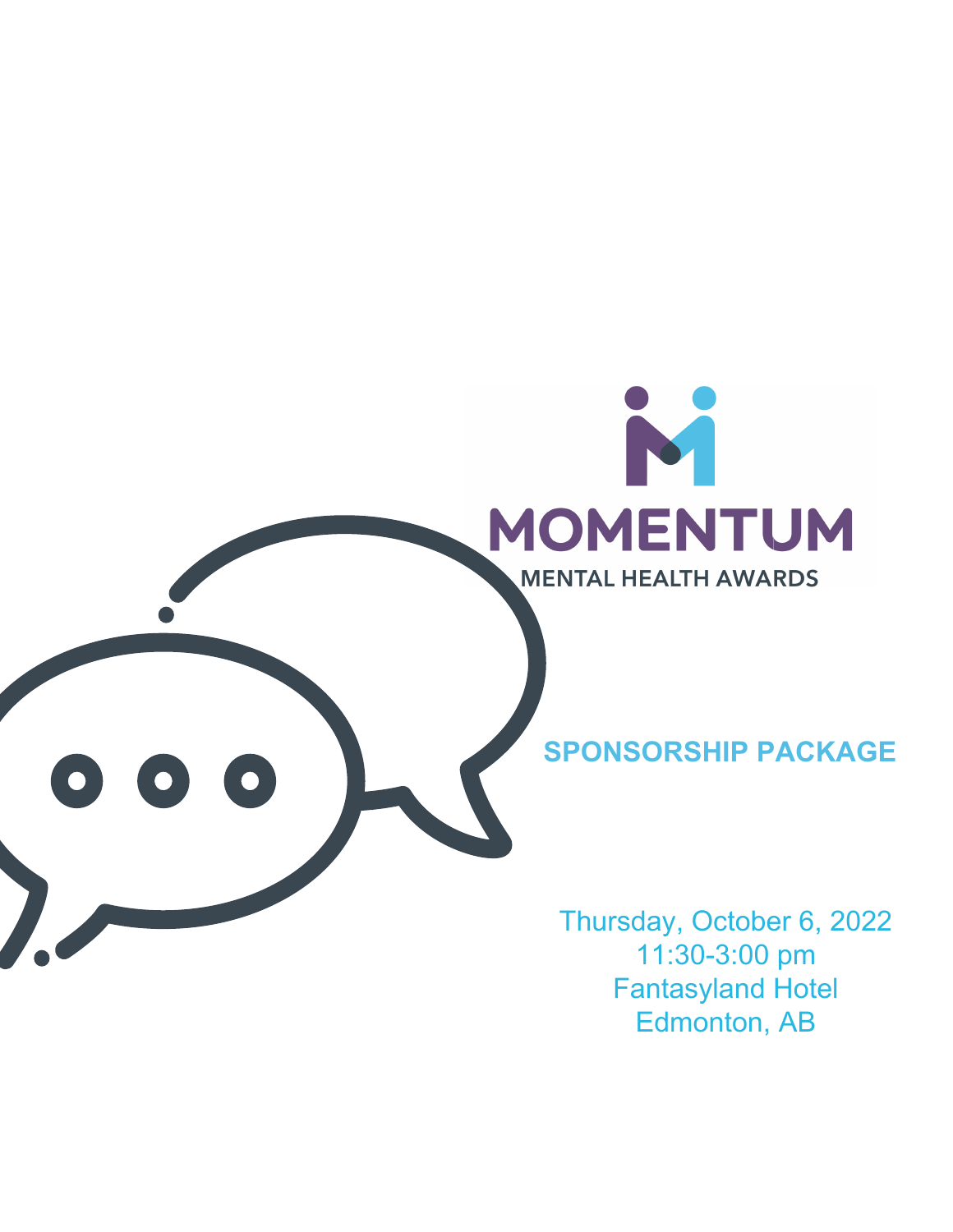# MOMENTUM

MENTAL HEALTH AWARDS

## SPONSORSHIP PACKAGE

Thursday, October 6, 2022
11:30-3:00 pm
Fantasyland Hotel
Edmonton, AB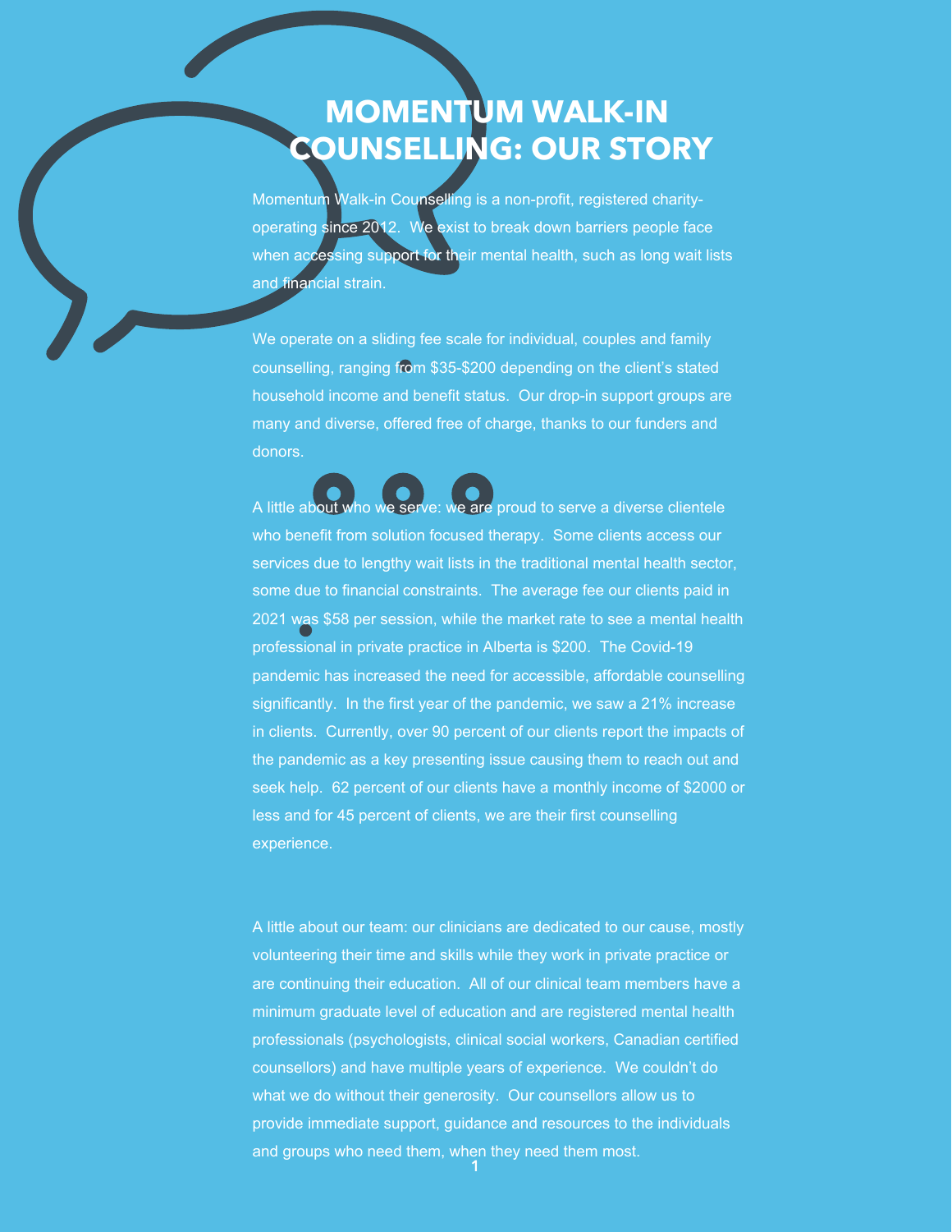# MOMENTUM WALK-IN COUNSELLING: OUR STORY

Momentum Walk-in Counselling is a non-profit, registered charity- operating since 2012. We exist to break down barriers people face when accessing support for their mental health, such as long wait lists and financial strain.

We operate on a sliding fee scale for individual, couples and family counselling, ranging from $35-$200 depending on the client's stated household income and benefit status. Our drop-in support groups are many and diverse, offered free of charge, thanks to our funders and donors.

A little about who we serve: we are proud to serve a diverse clientele who benefit from solution focused therapy. Some clients access our services due to lengthy wait lists in the traditional mental health sector, some due to financial constraints. The average fee our clients paid in 2021 was $58 per session, while the market rate to see a mental health professional in private practice in Alberta is $200. The Covid-19 pandemic has increased the need for accessible, affordable counselling significantly. In the first year of the pandemic, we saw a 21% increase in clients. Currently, over 90 percent of our clients report the impacts of the pandemic as a key presenting issue causing them to reach out and seek help. 62 percent of our clients have a monthly income of $2000 or less and for 45 percent of clients, we are their first counselling experience.

A little about our team: our clinicians are dedicated to our cause, mostly volunteering their time and skills while they work in private practice or are continuing their education. All of our clinical team members have a minimum graduate level of education and are registered mental health professionals (psychologists, clinical social workers, Canadian certified counsellors) and have multiple years of experience. We couldn't do what we do without their generosity. Our counsellors allow us to provide immediate support, guidance and resources to the individuals and groups who need them, when they need them most.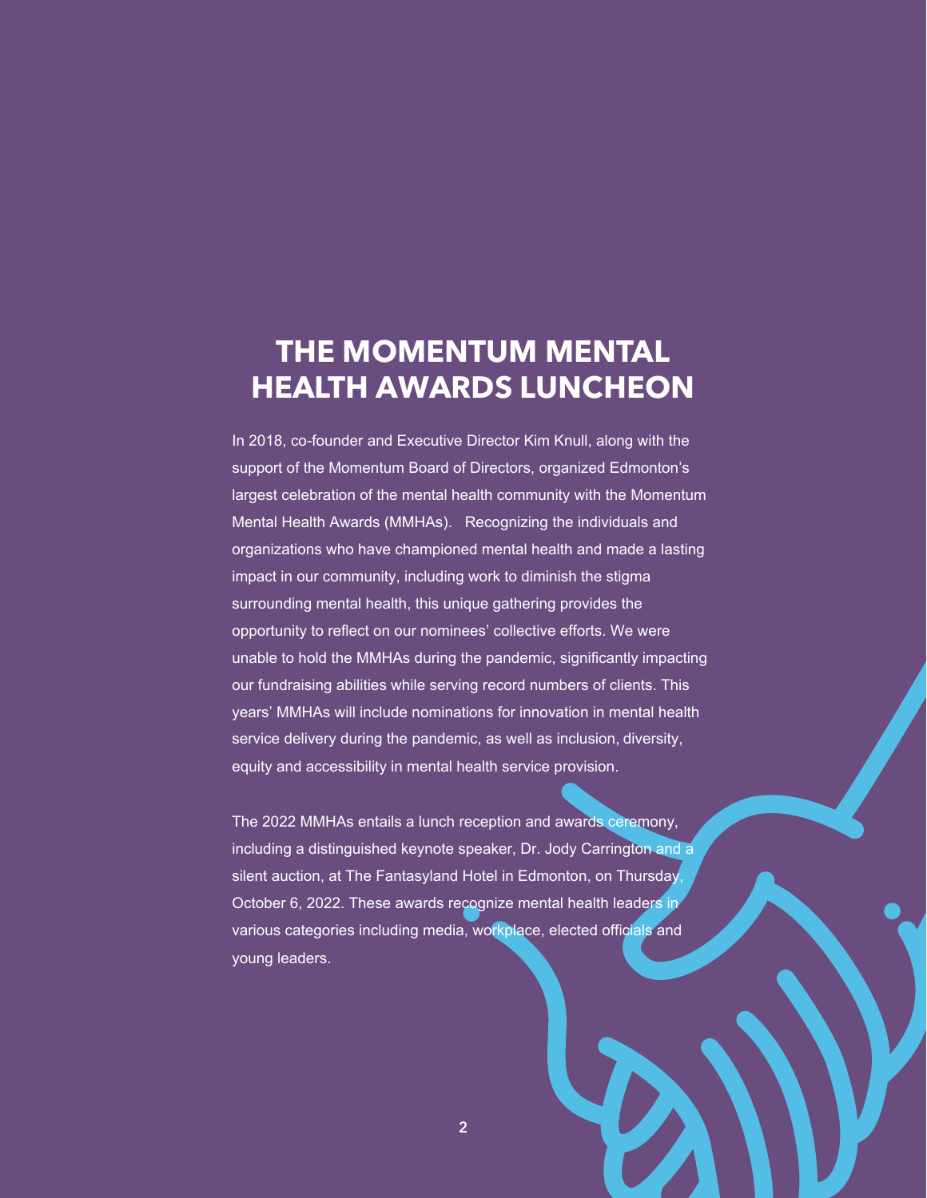# THE MOMENTUM MENTAL HEALTH AWARDS LUNCHEON

In 2018, co-founder and Executive Director Kim Knull, along with the support of the Momentum Board of Directors, organized Edmonton's largest celebration of the mental health community with the Momentum Mental Health Awards (MMHAs). Recognizing the individuals and organizations who have championed mental health and made a lasting impact in our community, including work to diminish the stigma surrounding mental health, this unique gathering provides the opportunity to reflect on our nominees' collective efforts. We were unable to hold the MMHAs during the pandemic, significantly impacting our fundraising abilities while serving record numbers of clients. This years' MMHAs will include nominations for innovation in mental health service delivery during the pandemic, as well as inclusion, diversity, equity and accessibility in mental health service provision.

The 2022 MMHAs entails a lunch reception and awards ceremony, including a distinguished keynote speaker, Dr. Jody Carrington and a silent auction, at The Fantasyland Hotel in Edmonton, on Thursday, October 6, 2022. These awards recognize mental health leaders in various categories including media, workplace, elected officials and young leaders.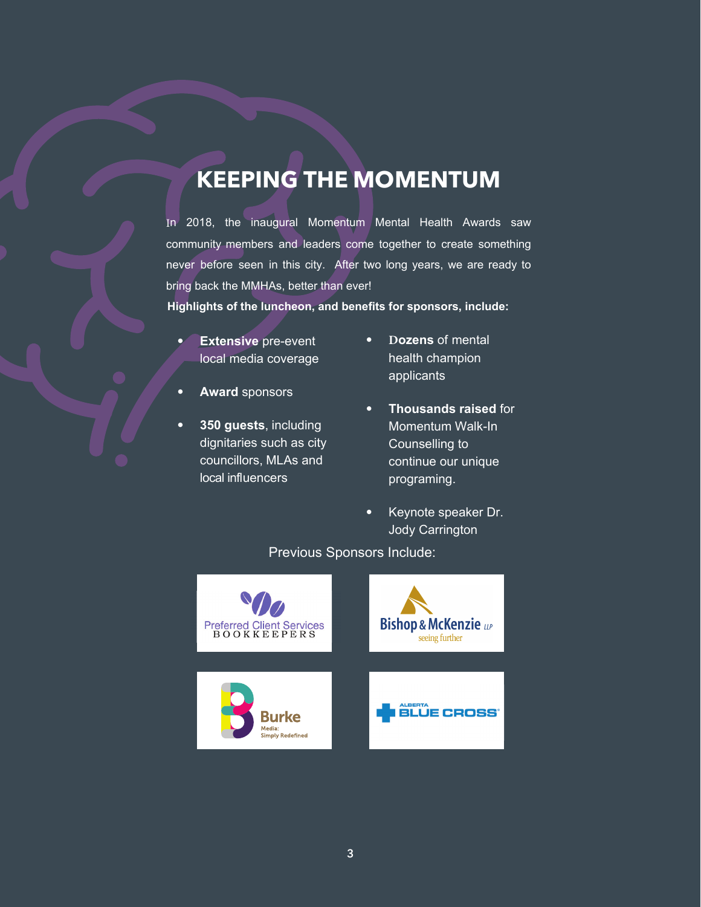# KEEPING THE MOMENTUM

In 2018, the inaugural Momentum Mental Health Awards saw community members and leaders come together to create something never before seen in this city. After two long years, we are ready to bring back the MMHAs, better than ever!

**Highlights of the luncheon, and benefits for sponsors, include:**

- **Extensive** pre-event local media coverage
- **Award** sponsors
- **350 guests**, including dignitaries such as city councillors, MLAs and local influencers
- **Dozens** of mental health champion applicants
- **Thousands raised** for Momentum Walk-In Counselling to continue our unique programing.
- Keynote speaker Dr. Jody Carrington

Previous Sponsors Include:

Preferred Client Services BOOKKEEPERS

Bishop & McKenzie LLP seeing further

Burke Media: Simply Redefined

ALBERTA BLUE CROSS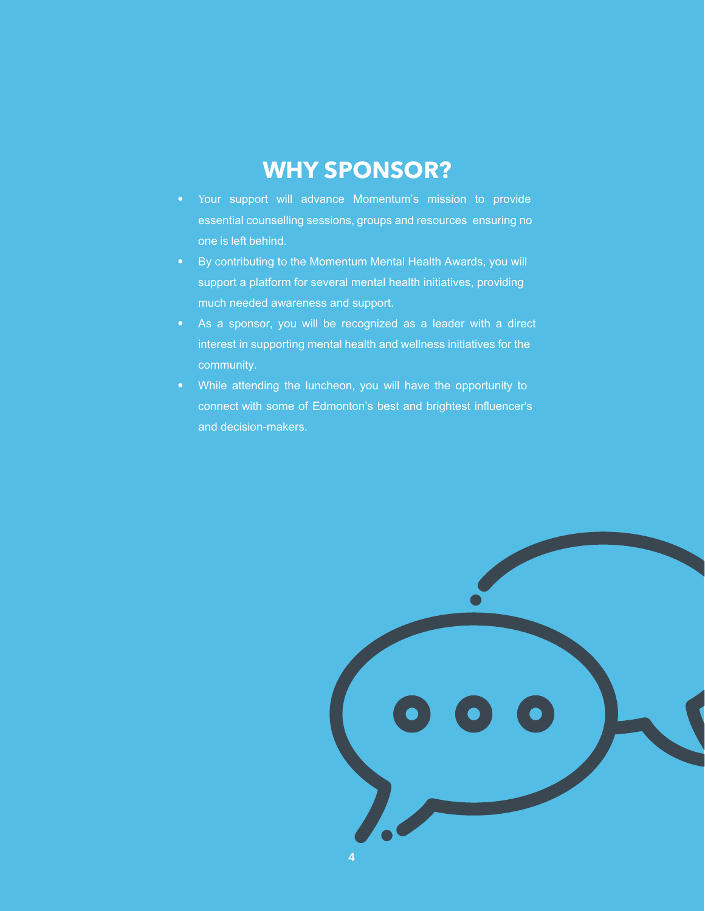# WHY SPONSOR?

- Your support will advance Momentum's mission to provide essential counselling sessions, groups and resources ensuring no one is left behind.
- By contributing to the Momentum Mental Health Awards, you will support a platform for several mental health initiatives, providing much needed awareness and support.
- As a sponsor, you will be recognized as a leader with a direct interest in supporting mental health and wellness initiatives for the community.
- While attending the luncheon, you will have the opportunity to connect with some of Edmonton's best and brightest influencer's and decision-makers.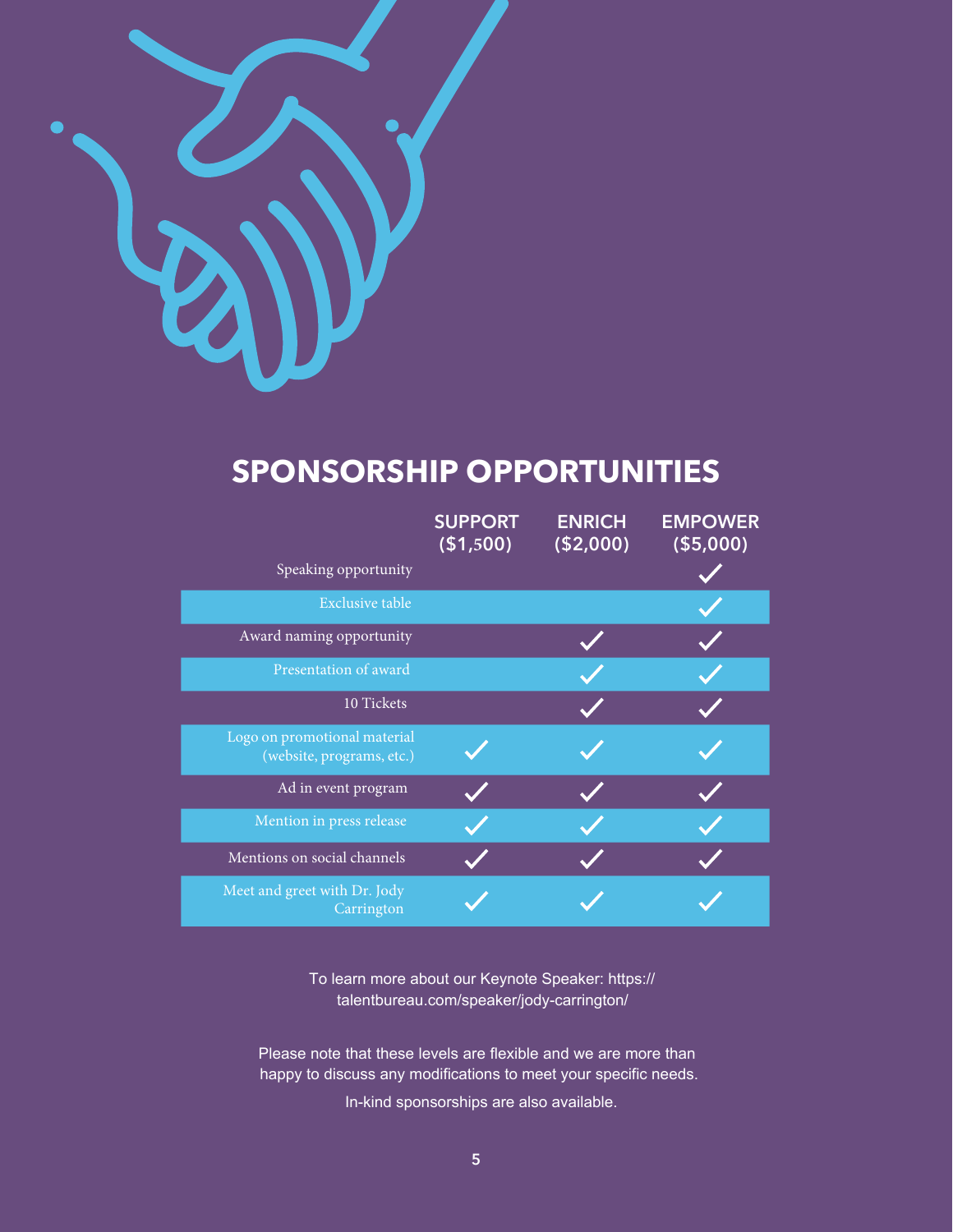# SPONSORSHIP OPPORTUNITIES

| | SUPPORT ($1,500) | ENRICH ($2,000) | EMPOWER ($5,000) |
|---|---|---|---|
| Speaking opportunity | | | ✓ |
| Exclusive table | | | ✓ |
| Award naming opportunity | | ✓ | ✓ |
| Presentation of award | | ✓ | ✓ |
| 10 Tickets | | ✓ | ✓ |
| Logo on promotional material (website, programs, etc.) | ✓ | ✓ | ✓ |
| Ad in event program | ✓ | ✓ | ✓ |
| Mention in press release | ✓ | ✓ | ✓ |
| Mentions on social channels | ✓ | ✓ | ✓ |
| Meet and greet with Dr. Jody Carrington | ✓ | ✓ | ✓ |

To learn more about our Keynote Speaker: https://talentbureau.com/speaker/jody-carrington/

Please note that these levels are flexible and we are more than happy to discuss any modifications to meet your specific needs.

In-kind sponsorships are also available.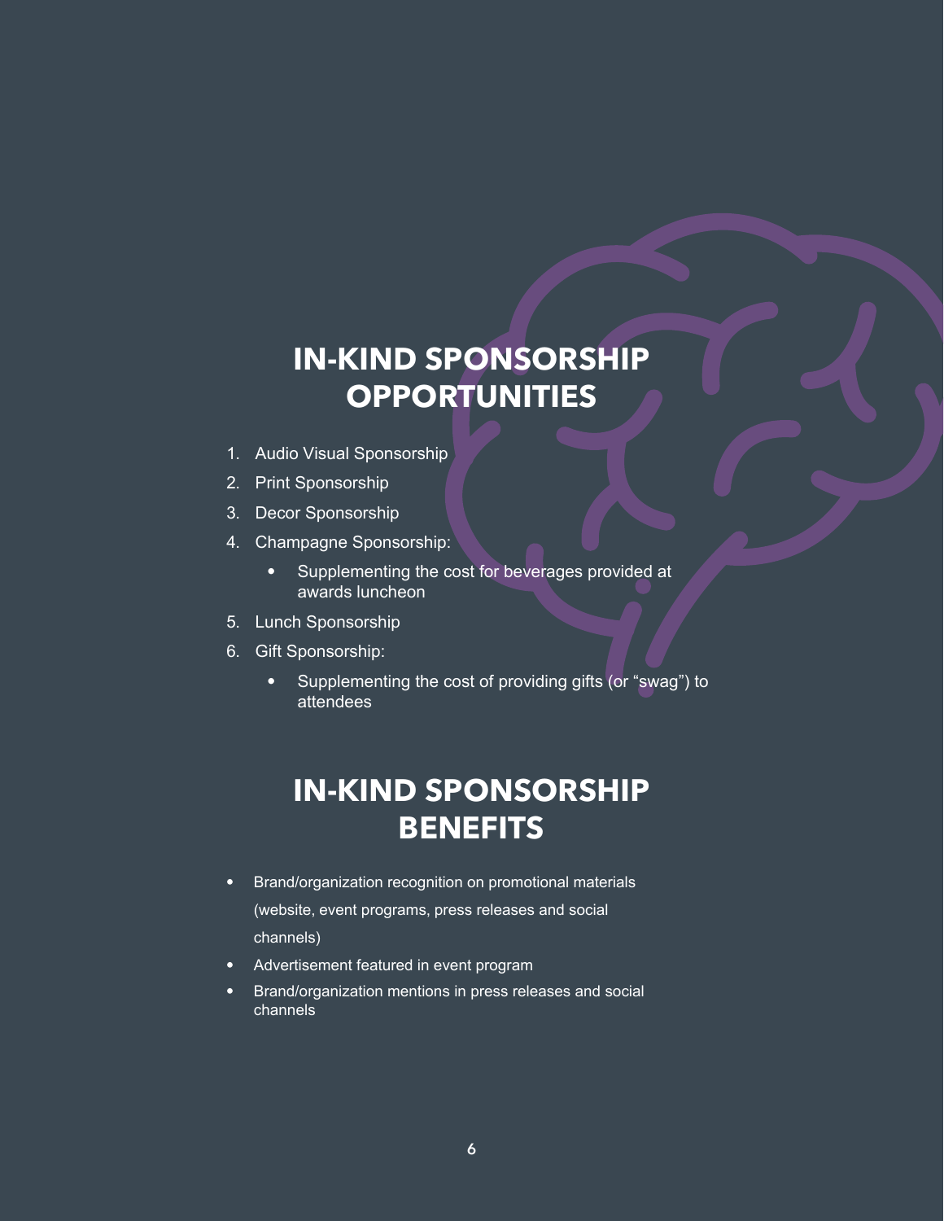# IN-KIND SPONSORSHIP OPPORTUNITIES

1. Audio Visual Sponsorship
2. Print Sponsorship
3. Decor Sponsorship
4. Champagne Sponsorship:
    - Supplementing the cost for beverages provided at awards luncheon
5. Lunch Sponsorship
6. Gift Sponsorship:
    - Supplementing the cost of providing gifts (or “swag”) to attendees

# IN-KIND SPONSORSHIP BENEFITS

- Brand/organization recognition on promotional materials (website, event programs, press releases and social channels)
- Advertisement featured in event program
- Brand/organization mentions in press releases and social channels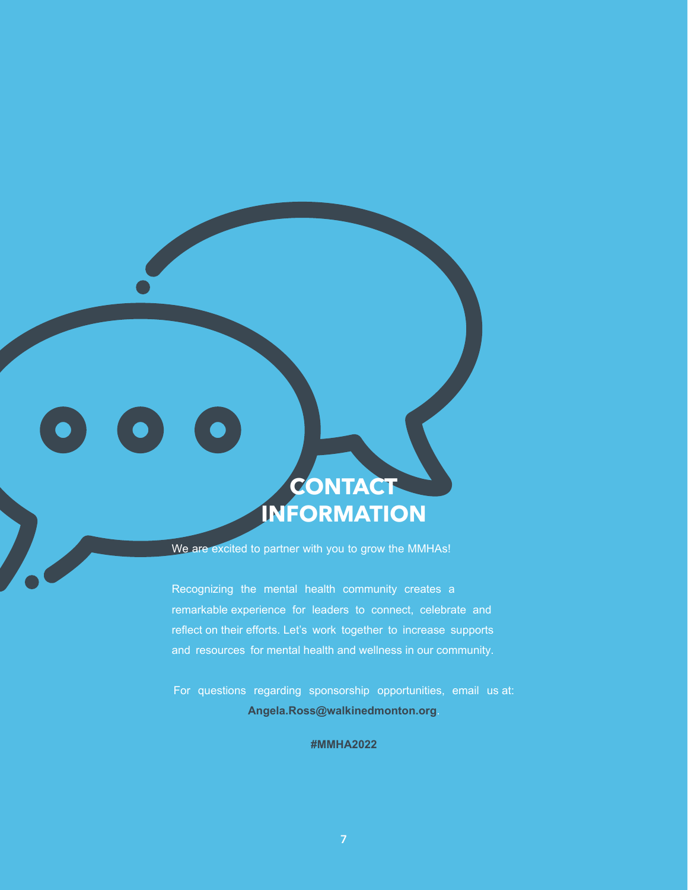# CONTACT INFORMATION

We are excited to partner with you to grow the MMHAs!

Recognizing the mental health community creates a remarkable experience for leaders to connect, celebrate and reflect on their efforts. Let's work together to increase supports and resources for mental health and wellness in our community.

For questions regarding sponsorship opportunities, email us at: **Angela.Ross@walkinedmonton.org**.

**#MMHA2022**